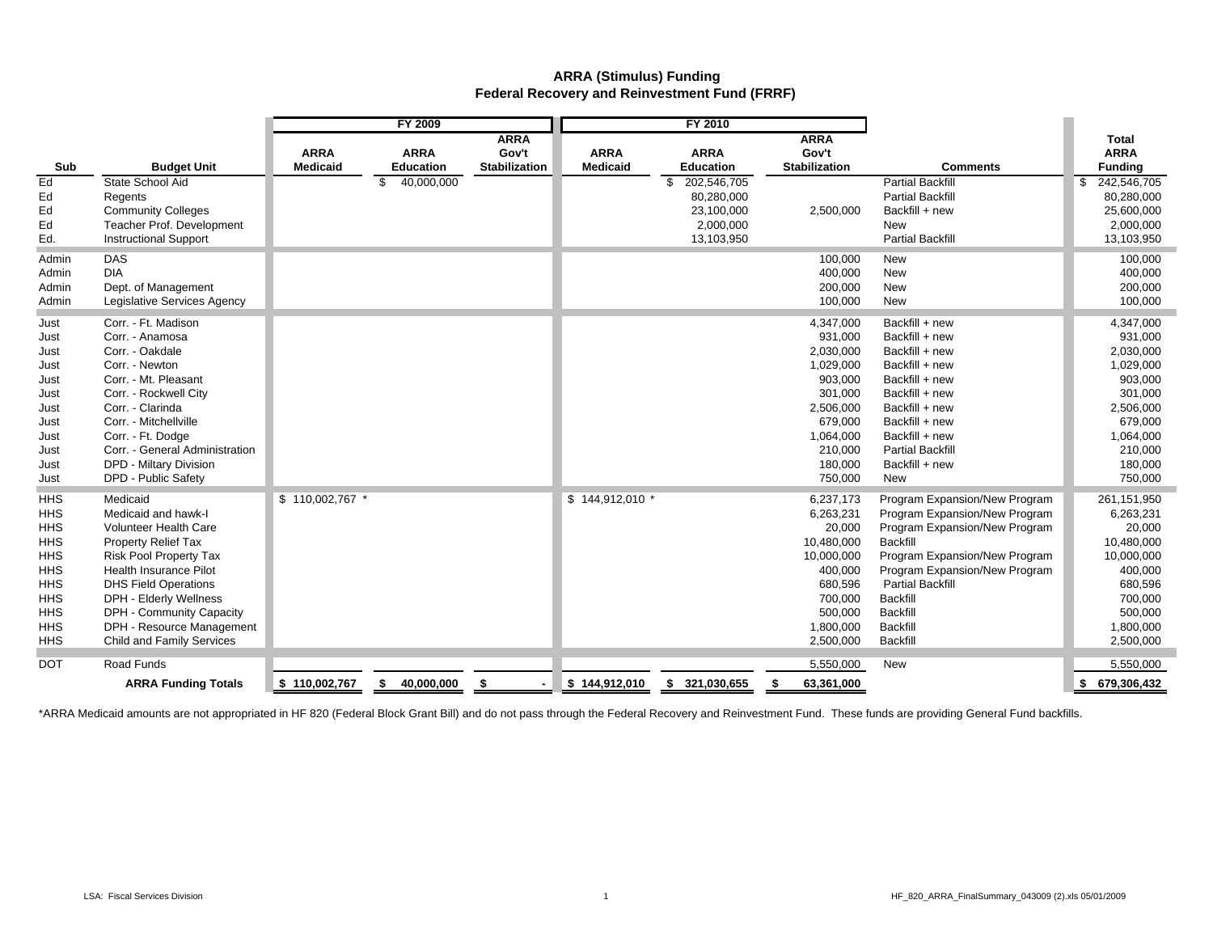# ARRA (Stimulus) Funding
## Federal Recovery and Reinvestment Fund (FRRF)

| | | FY 2009 | | | FY 2010 | | | | |
|---|---|---|---|---|---|---|---|---|---|
| **Sub** | **Budget Unit** | **ARRA Medicaid** | **ARRA Education** | **ARRA Gov't Stabilization** | **ARRA Medicaid** | **ARRA Education** | **ARRA Gov't Stabilization** | **Comments** | **Total ARRA Funding** |
| Ed | State School Aid | | $ 40,000,000 | | | $ 202,546,705 | | Partial Backfill | $ 242,546,705 |
| Ed | Regents | | | | | 80,280,000 | | Partial Backfill | 80,280,000 |
| Ed | Community Colleges | | | | | 23,100,000 | 2,500,000 | Backfill + new | 25,600,000 |
| Ed | Teacher Prof. Development | | | | | 2,000,000 | | New | 2,000,000 |
| Ed. | Instructional Support | | | | | 13,103,950 | | Partial Backfill | 13,103,950 |
| Admin | DAS | | | | | | 100,000 | New | 100,000 |
| Admin | DIA | | | | | | 400,000 | New | 400,000 |
| Admin | Dept. of Management | | | | | | 200,000 | New | 200,000 |
| Admin | Legislative Services Agency | | | | | | 100,000 | New | 100,000 |
| Just | Corr. - Ft. Madison | | | | | | 4,347,000 | Backfill + new | 4,347,000 |
| Just | Corr. - Anamosa | | | | | | 931,000 | Backfill + new | 931,000 |
| Just | Corr. - Oakdale | | | | | | 2,030,000 | Backfill + new | 2,030,000 |
| Just | Corr. - Newton | | | | | | 1,029,000 | Backfill + new | 1,029,000 |
| Just | Corr. - Mt. Pleasant | | | | | | 903,000 | Backfill + new | 903,000 |
| Just | Corr. - Rockwell City | | | | | | 301,000 | Backfill + new | 301,000 |
| Just | Corr. - Clarinda | | | | | | 2,506,000 | Backfill + new | 2,506,000 |
| Just | Corr. - Mitchellville | | | | | | 679,000 | Backfill + new | 679,000 |
| Just | Corr. - Ft. Dodge | | | | | | 1,064,000 | Backfill + new | 1,064,000 |
| Just | Corr. - General Administration | | | | | | 210,000 | Partial Backfill | 210,000 |
| Just | DPD - Miltary Division | | | | | | 180,000 | Backfill + new | 180,000 |
| Just | DPD - Public Safety | | | | | | 750,000 | New | 750,000 |
| HHS | Medicaid | $ 110,002,767 * | | | $ 144,912,010 * | | 6,237,173 | Program Expansion/New Program | 261,151,950 |
| HHS | Medicaid and hawk-I | | | | | | 6,263,231 | Program Expansion/New Program | 6,263,231 |
| HHS | Volunteer Health Care | | | | | | 20,000 | Program Expansion/New Program | 20,000 |
| HHS | Property Relief Tax | | | | | | 10,480,000 | Backfill | 10,480,000 |
| HHS | Risk Pool Property Tax | | | | | | 10,000,000 | Program Expansion/New Program | 10,000,000 |
| HHS | Health Insurance Pilot | | | | | | 400,000 | Program Expansion/New Program | 400,000 |
| HHS | DHS Field Operations | | | | | | 680,596 | Partial Backfill | 680,596 |
| HHS | DPH - Elderly Wellness | | | | | | 700,000 | Backfill | 700,000 |
| HHS | DPH - Community Capacity | | | | | | 500,000 | Backfill | 500,000 |
| HHS | DPH - Resource Management | | | | | | 1,800,000 | Backfill | 1,800,000 |
| HHS | Child and Family Services | | | | | | 2,500,000 | Backfill | 2,500,000 |
| DOT | Road Funds | | | | | | 5,550,000 | New | 5,550,000 |
| | **ARRA Funding Totals** | **$ 110,002,767** | **$ 40,000,000** | **$ -** | **$ 144,912,010** | **$ 321,030,655** | **$ 63,361,000** | | **$ 679,306,432** |

*ARRA Medicaid amounts are not appropriated in HF 820 (Federal Block Grant Bill) and do not pass through the Federal Recovery and Reinvestment Fund. These funds are providing General Fund backfills.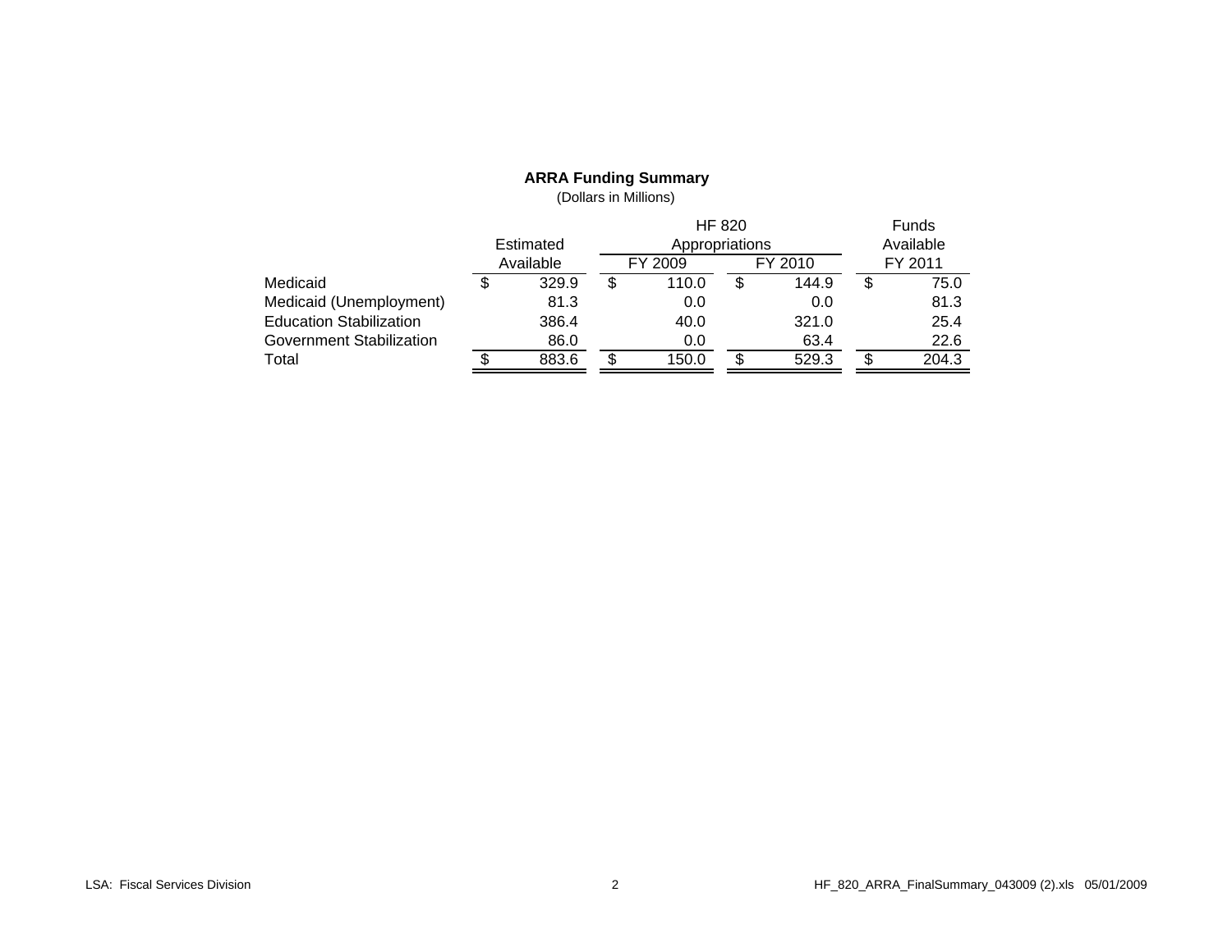**ARRA Funding Summary**

(Dollars in Millions)

| | Estimated Available | HF 820 Appropriations FY 2009 | HF 820 Appropriations FY 2010 | Funds Available FY 2011 |
|---|---|---|---|---|
| Medicaid | $ 329.9 | $ 110.0 | $ 144.9 | $ 75.0 |
| Medicaid (Unemployment) | 81.3 | 0.0 | 0.0 | 81.3 |
| Education Stabilization | 386.4 | 40.0 | 321.0 | 25.4 |
| Government Stabilization | 86.0 | 0.0 | 63.4 | 22.6 |
| Total | $ 883.6 | $ 150.0 | $ 529.3 | $ 204.3 |

LSA: Fiscal Services Division HF_820_ARRA_FinalSummary_043009 (2).xls 05/01/2009